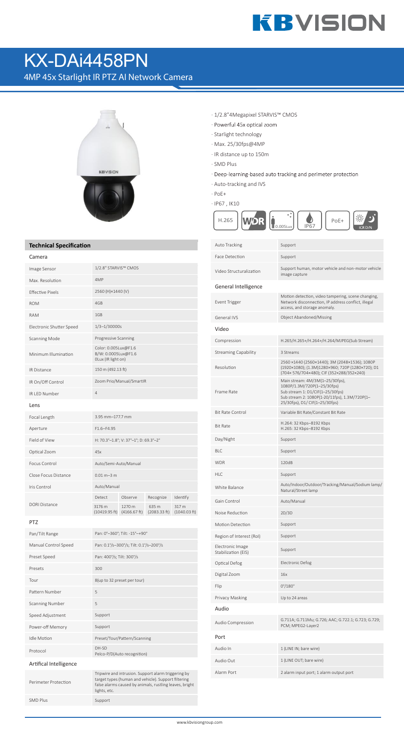# KX-DAi4458PN

## 4MP 45x Starlight IR PTZ AI Network Camera

- 1/2.8"4Megapixel STARVIS™ CMOS
- Powerful 45x optical zoom
- Starlight technology
- Max. 25/30fps@4MP
- IR distance up to 150m
- SMD Plus
- Deep-learning-based auto tracking and perimeter protection
- Auto-tracking and IVS
- PoE+
- IP67 , IK10

H.265 | WDR | 0.005Lux | IP67 | PoE+ | ICR D/N

## Technical Specification

### Camera

| | |
|---|---|
| Image Sensor | 1/2.8" STARVIS™ CMOS |
| Max. Resolution | 4MP |
| Effective Pixels | 2560 (H)×1440 (V) |
| ROM | 4GB |
| RAM | 1GB |
| Electronic Shutter Speed | 1/3–1/30000s |
| Scanning Mode | Progressive Scanning |
| Minimum Illumination | Color: 0.005Lux@F1.6<br>B/W: 0.0005Lux@F1.6<br>0Lux (IR light on) |
| IR Distance | 150 m (492.13 ft) |
| IR On/Off Control | Zoom Prio/Manual/SmartIR |
| IR LED Number | 4 |

### Lens

| | | | | |
|---|---|---|---|---|
| Focal Length | 3.95 mm–177.7 mm | | | |
| Aperture | F1.6–F4.95 | | | |
| Field of View | H: 70.3°–1.8°; V: 37°–1°; D: 69.3°–2° | | | |
| Optical Zoom | 45x | | | |
| Focus Control | Auto/Semi-Auto/Manual | | | |
| Close Focus Distance | 0.01 m–3 m | | | |
| Iris Control | Auto/Manual | | | |
| DORI Distance | Detect | Observe | Recognize | Identify |
| | 3176 m (10419.95 ft) | 1270 m (4166.67 ft) | 635 m (2083.33 ft) | 317 m (1040.03 ft) |

### PTZ

| | |
|---|---|
| Pan/Tilt Range | Pan: 0°–360°; Tilt: -15°–+90° |
| Manual Control Speed | Pan: 0.1°/s–300°/s; Tilt: 0.1°/s–200°/s |
| Preset Speed | Pan: 400°/s; Tilt: 300°/s |
| Presets | 300 |
| Tour | 8(up to 32 preset per tour) |
| Pattern Number | 5 |
| Scanning Number | 5 |
| Speed Adjustment | Support |
| Power-off Memory | Support |
| Idle Motion | Preset/Tour/Pattern/Scanning |
| Protocol | DH-SD<br>Pelco-P/D(Auto recognition) |

### Artifical Intelligence

| | |
|---|---|
| Perimeter Protection | Tripwire and intrusion. Support alarm triggering by target types (human and vehicle). Support filtering false alarms caused by animals, rustling leaves, bright lights, etc. |
| SMD Plus | Support |
| Auto Tracking | Support |
| Face Detection | Support |
| Video Structuralization | Support human, motor vehicle and non-motor vehicle image capture |

### General Intelligence

| | |
|---|---|
| Event Trigger | Motion detection, video tampering, scene changing, Network disconnection, IP address conflict, illegal access, and storage anomaly. |
| General IVS | Object Abandoned/Missing |

### Video

| | |
|---|---|
| Compression | H.265/H.265+/H.264+/H.264/MJPEG(Sub Stream) |
| Streaming Capability | 3 Streams |
| Resolution | 2560×1440 (2560×1440); 3M (2048×1536); 1080P (1920×1080); (1.3M)1280×960; 720P (1280×720); D1 (704×576/704×480); CIF (352×288/352×240) |
| Frame Rate | Main stream: 4M/3M(1–25/30fps), 1080P/1.3M/720P(1–25/30fps)<br>Sub stream 1: D1/CIF(1–25/30fps)<br>Sub stream 2: 1080P(1-20/11fps), 1.3M/720P(1–25/30fps), D1/ CIF(1–25/30fps) |
| Bit Rate Control | Variable Bit Rate/Constant Bit Rate |
| Bit Rate | H.264: 32 Kbps–8192 Kbps<br>H.265: 32 Kbps–8192 Kbps |
| Day/Night | Support |
| BLC | Support |
| WDR | 120dB |
| HLC | Support |
| White Balance | Auto/Indoor/Outdoor/Tracking/Manual/Sodium lamp/ Natural/Street lamp |
| Gain Control | Auto/Manual |
| Noise Reduction | 2D/3D |
| Motion Detection | Support |
| Region of Interest (RoI) | Support |
| Electronic Image Stabilization (EIS) | Support |
| Optical Defog | Electronic Defog |
| Digital Zoom | 16x |
| Flip | 0°/180° |
| Privacy Masking | Up to 24 areas |

### Audio

| | |
|---|---|
| Audio Compression | G.711A; G.711Mu; G.726; AAC; G.722.1; G.723; G.729; PCM; MPEG2-Layer2 |

### Port

| | |
|---|---|
| Audio In | 1 (LINE IN; bare wire) |
| Audio Out | 1 (LINE OUT; bare wire) |
| Alarm Port | 2 alarm input port; 1 alarm output port |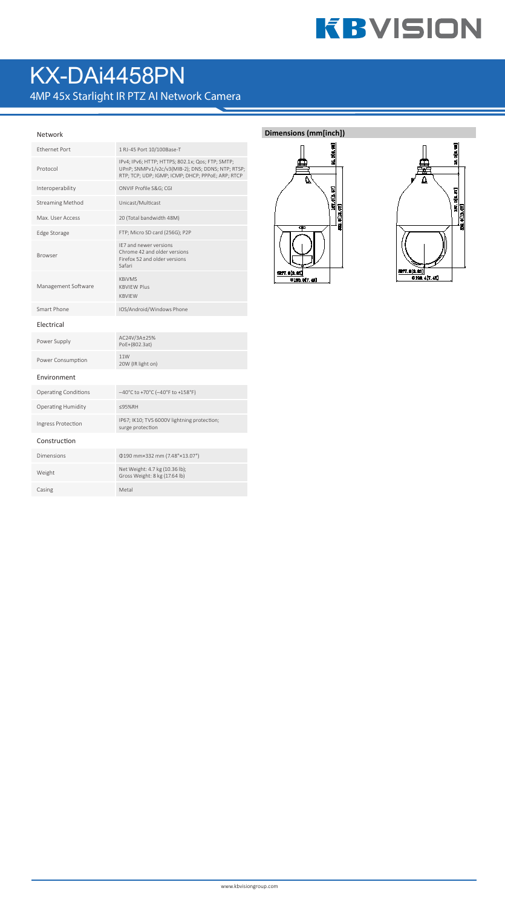# KX-DAi4458PN

## 4MP 45x Starlight IR PTZ AI Network Camera

### Network

| | |
|---|---|
| Ethernet Port | 1 RJ-45 Port 10/100Base-T |
| Protocol | IPv4; IPv6; HTTP; HTTPS; 802.1x; Qos; FTP; SMTP; UPnP; SNMPv1/v2c/v3(MIB-2); DNS; DDNS; NTP; RTSP; RTP; TCP; UDP; IGMP; ICMP; DHCP; PPPoE; ARP; RTCP |
| Interoperability | ONVIF Profile S&G; CGI |
| Streaming Method | Unicast/Multicast |
| Max. User Access | 20 (Total bandwidth 48M) |
| Edge Storage | FTP; Micro SD card (256G); P2P |
| Browser | IE7 and newer versions<br>Chrome 42 and older versions<br>Firefox 52 and older versions<br>Safari |
| Management Software | KBiVMS<br>KBVIEW Plus<br>KBVIEW |
| Smart Phone | IOS/Android/Windows Phone |

### Electrical

| | |
|---|---|
| Power Supply | AC24V/3A±25%<br>PoE+(802.3at) |
| Power Consumption | 11W<br>20W (IR light on) |

### Environment

| | |
|---|---|
| Operating Conditions | –40°C to +70°C (–40°F to +158°F) |
| Operating Humidity | ≤95%RH |
| Ingress Protection | IP67; IK10; TVS 6000V lightning protection; surge protection |

### Construction

| | |
|---|---|
| Dimensions | Φ190 mm×332 mm (7.48"×13.07") |
| Weight | Net Weight: 4.7 kg (10.36 lb);<br>Gross Weight: 8 kg (17.64 lb) |
| Casing | Metal |

### Dimensions (mm[inch])

85.0[3.35]
187.0[4.57]
332.0[13.07]
SR77.8[3.06]
Φ190.0[7.48]

85.0[3.35]
187.0[4.57]
332.0[13.07]
SR77.8[3.06]
Φ190.4[7.48]

www.kbvisiongroup.com